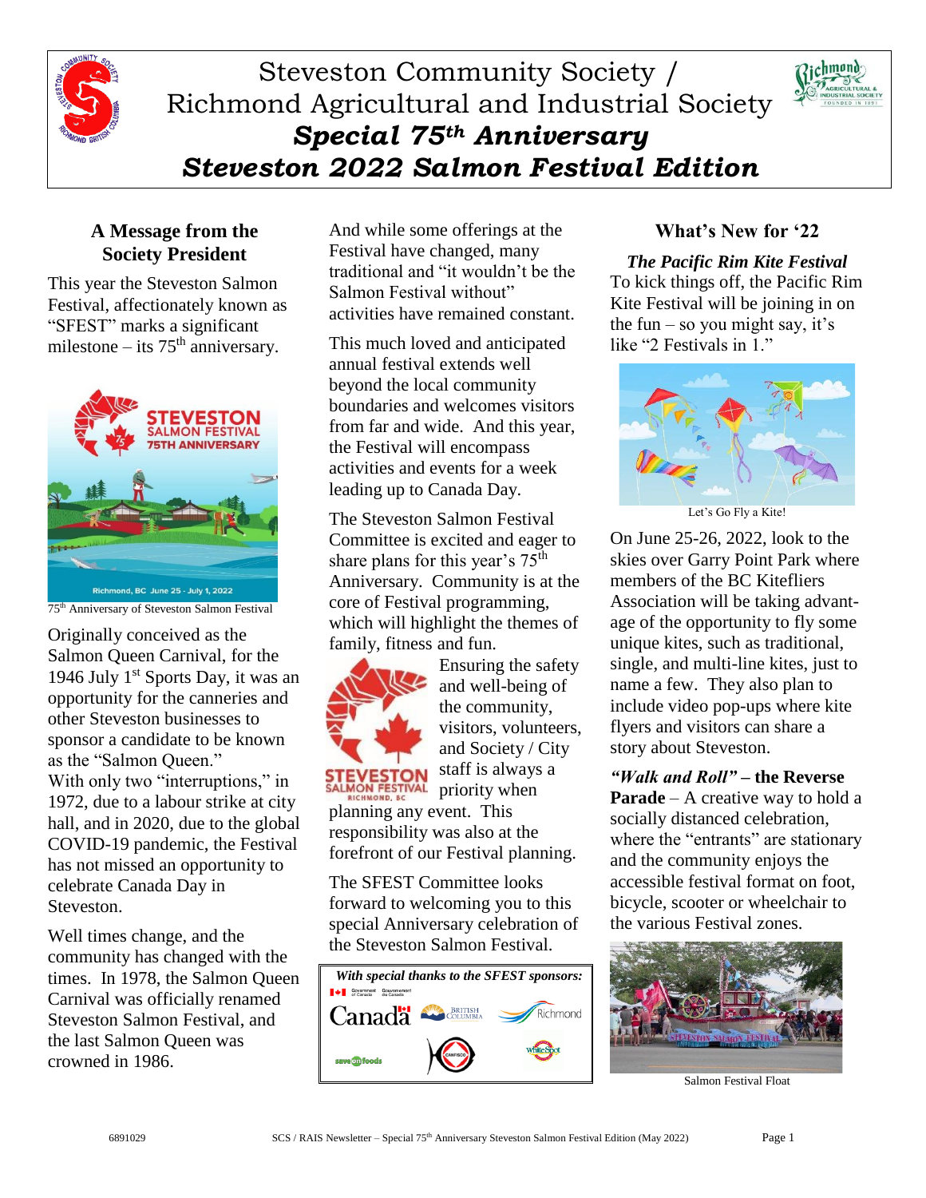# Steveston Community Society / Richmond Agricultural and Industrial Society

## *Special 75th Anniversary Steveston 2022 Salmon Festival Edition*

### A Message from the Society President

This year the Steveston Salmon Festival, affectionately known as "SFEST" marks a significant milestone – its 75th anniversary.

75th Anniversary of Steveston Salmon Festival

Originally conceived as the Salmon Queen Carnival, for the 1946 July 1st Sports Day, it was an opportunity for the canneries and other Steveston businesses to sponsor a candidate to be known as the "Salmon Queen." With only two "interruptions," in 1972, due to a labour strike at city hall, and in 2020, due to the global COVID-19 pandemic, the Festival has not missed an opportunity to celebrate Canada Day in Steveston.

Well times change, and the community has changed with the times. In 1978, the Salmon Queen Carnival was officially renamed Steveston Salmon Festival, and the last Salmon Queen was crowned in 1986.

And while some offerings at the Festival have changed, many traditional and "it wouldn't be the Salmon Festival without" activities have remained constant.

This much loved and anticipated annual festival extends well beyond the local community boundaries and welcomes visitors from far and wide. And this year, the Festival will encompass activities and events for a week leading up to Canada Day.

The Steveston Salmon Festival Committee is excited and eager to share plans for this year's 75th Anniversary. Community is at the core of Festival programming, which will highlight the themes of family, fitness and fun.

Ensuring the safety and well-being of the community, visitors, volunteers, and Society / City staff is always a priority when planning any event. This responsibility was also at the forefront of our Festival planning.

The SFEST Committee looks forward to welcoming you to this special Anniversary celebration of the Steveston Salmon Festival.

*With special thanks to the SFEST sponsors:*

### What's New for '22

***The Pacific Rim Kite Festival***

To kick things off, the Pacific Rim Kite Festival will be joining in on the fun – so you might say, it's like "2 Festivals in 1."

Let's Go Fly a Kite!

On June 25-26, 2022, look to the skies over Garry Point Park where members of the BC Kitefliers Association will be taking advantage of the opportunity to fly some unique kites, such as traditional, single, and multi-line kites, just to name a few. They also plan to include video pop-ups where kite flyers and visitors can share a story about Steveston.

***"Walk and Roll"* – the Reverse Parade** – A creative way to hold a socially distanced celebration, where the "entrants" are stationary and the community enjoys the accessible festival format on foot, bicycle, scooter or wheelchair to the various Festival zones.

Salmon Festival Float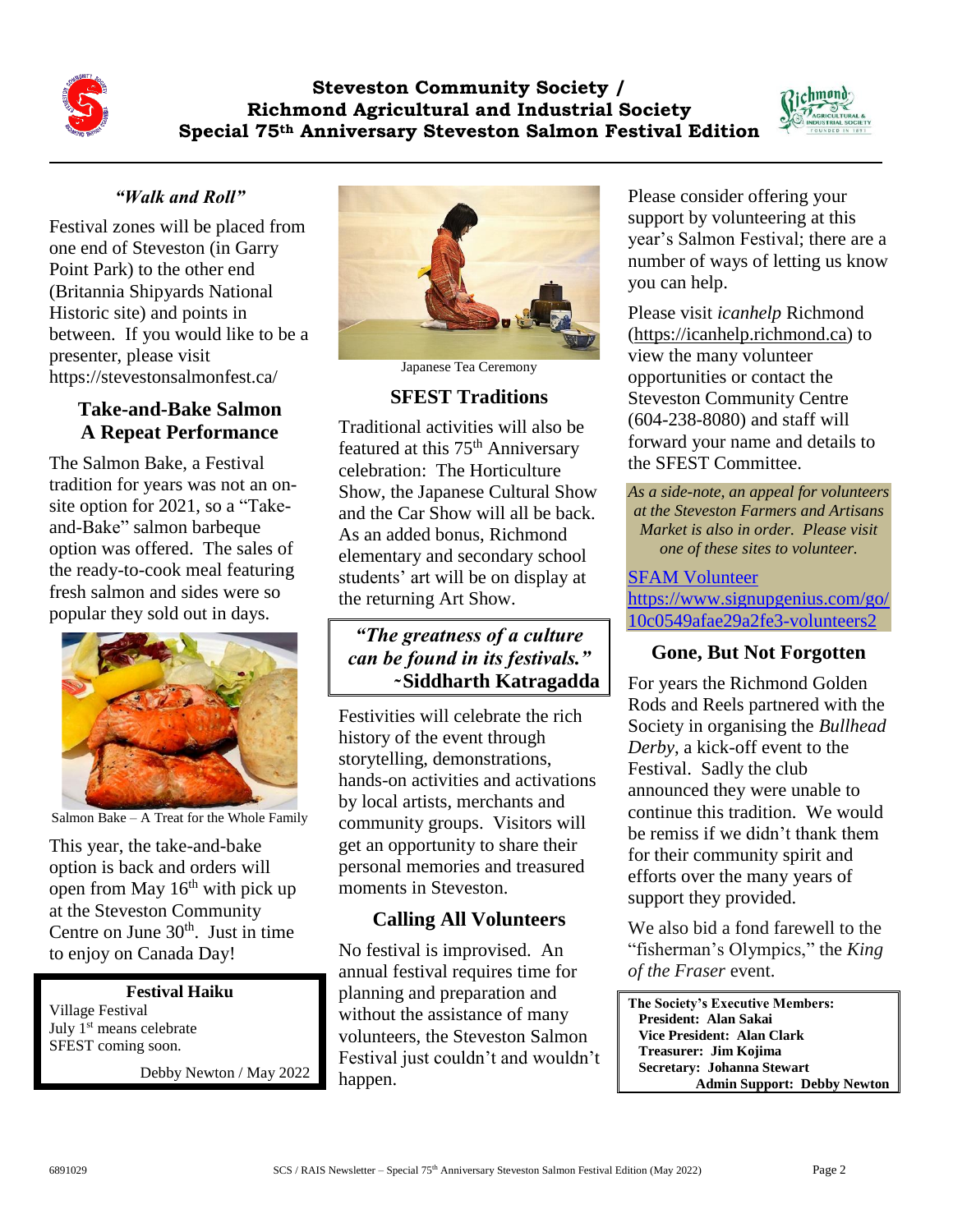## Steveston Community Society / Richmond Agricultural and Industrial Society Special 75th Anniversary Steveston Salmon Festival Edition

### *"Walk and Roll"*

Festival zones will be placed from one end of Steveston (in Garry Point Park) to the other end (Britannia Shipyards National Historic site) and points in between. If you would like to be a presenter, please visit https://stevestonsalmonfest.ca/

### Take-and-Bake Salmon A Repeat Performance

The Salmon Bake, a Festival tradition for years was not an on-site option for 2021, so a "Take-and-Bake" salmon barbeque option was offered. The sales of the ready-to-cook meal featuring fresh salmon and sides were so popular they sold out in days.

Salmon Bake – A Treat for the Whole Family

This year, the take-and-bake option is back and orders will open from May 16th with pick up at the Steveston Community Centre on June 30th. Just in time to enjoy on Canada Day!

**Festival Haiku**

Village Festival
July 1st means celebrate
SFEST coming soon.

Debby Newton / May 2022

Japanese Tea Ceremony

### SFEST Traditions

Traditional activities will also be featured at this 75th Anniversary celebration: The Horticulture Show, the Japanese Cultural Show and the Car Show will all be back. As an added bonus, Richmond elementary and secondary school students' art will be on display at the returning Art Show.

> ***"The greatness of a culture can be found in its festivals."***
> **~Siddharth Katragadda**

Festivities will celebrate the rich history of the event through storytelling, demonstrations, hands-on activities and activations by local artists, merchants and community groups. Visitors will get an opportunity to share their personal memories and treasured moments in Steveston.

### Calling All Volunteers

No festival is improvised. An annual festival requires time for planning and preparation and without the assistance of many volunteers, the Steveston Salmon Festival just couldn't and wouldn't happen.

Please consider offering your support by volunteering at this year's Salmon Festival; there are a number of ways of letting us know you can help.

Please visit *icanhelp* Richmond (https://icanhelp.richmond.ca) to view the many volunteer opportunities or contact the Steveston Community Centre (604-238-8080) and staff will forward your name and details to the SFEST Committee.

*As a side-note, an appeal for volunteers at the Steveston Farmers and Artisans Market is also in order. Please visit one of these sites to volunteer.*

SFAM Volunteer
https://www.signupgenius.com/go/10c0549afae29a2fe3-volunteers2

### Gone, But Not Forgotten

For years the Richmond Golden Rods and Reels partnered with the Society in organising the *Bullhead Derby*, a kick-off event to the Festival. Sadly the club announced they were unable to continue this tradition. We would be remiss if we didn't thank them for their community spirit and efforts over the many years of support they provided.

We also bid a fond farewell to the "fisherman's Olympics," the *King of the Fraser* event.

**The Society's Executive Members:**
**President: Alan Sakai**
**Vice President: Alan Clark**
**Treasurer: Jim Kojima**
**Secretary: Johanna Stewart**
**Admin Support: Debby Newton**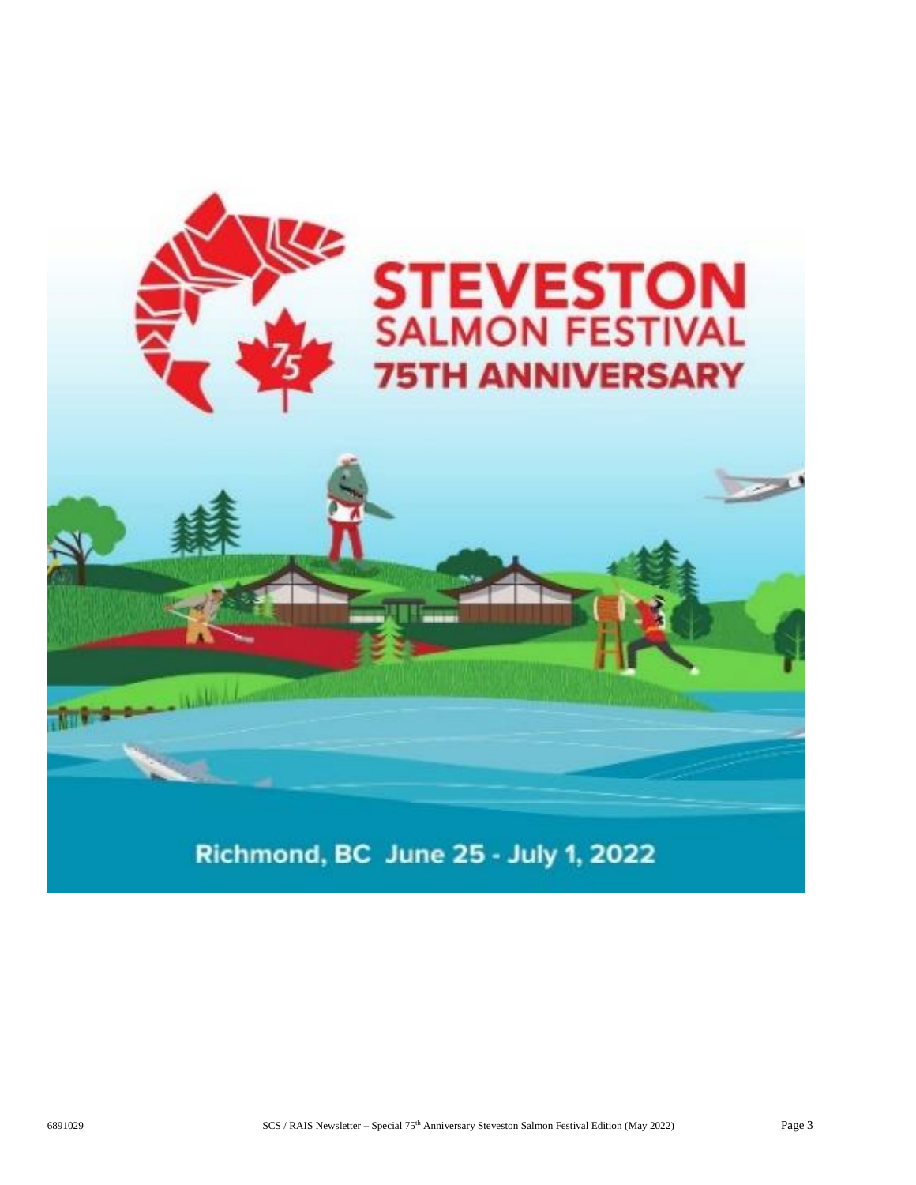# STEVESTON SALMON FESTIVAL 75TH ANNIVERSARY

Richmond, BC June 25 - July 1, 2022